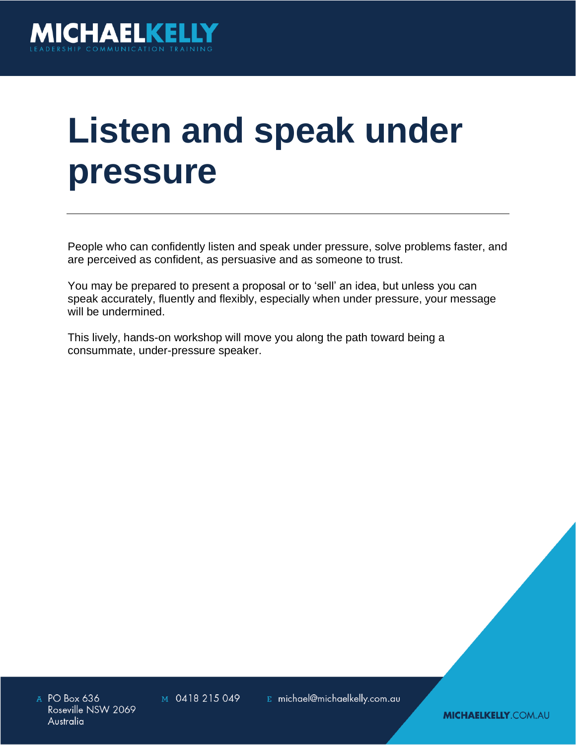# Listen and speak under pressure

People who can confidently listen and speak under pressure, solve problems faster, and are perceived as confident, as persuasive and as someone to trust.

You may be prepared to present a proposal or to 'sell' an idea, but unless you can speak accurately, fluently and flexibly, especially when under pressure, your message will be undermined.

This lively, hands-on workshop will move you along the path toward being a consummate, under-pressure speaker.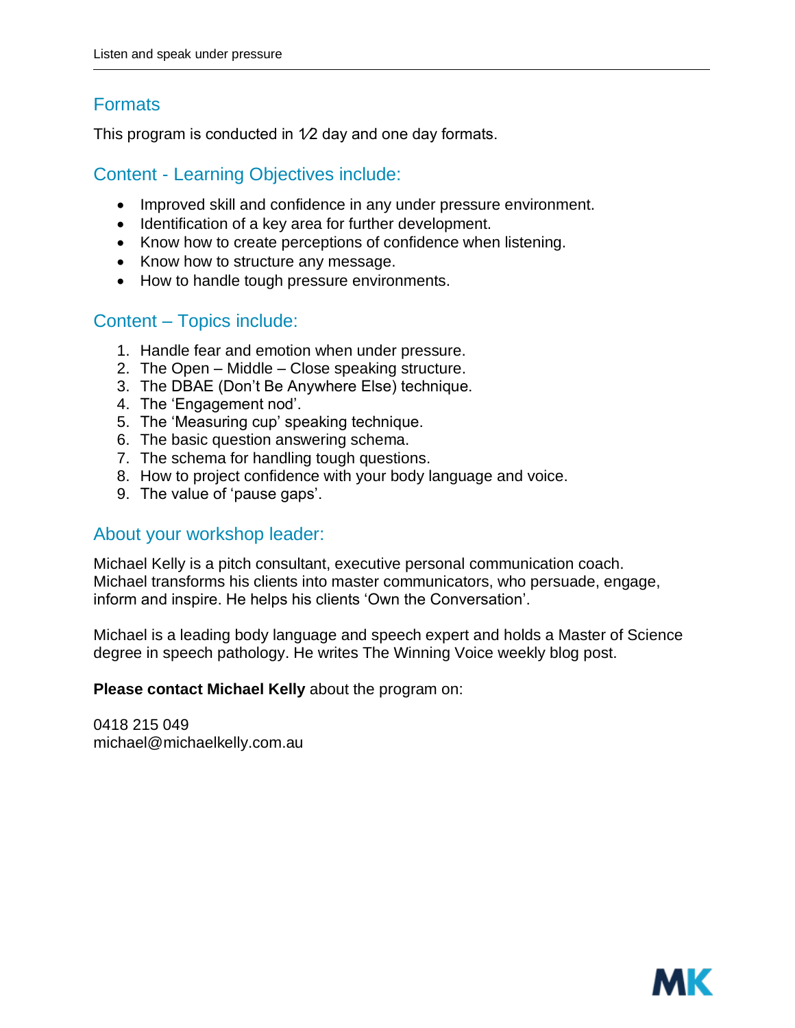## Formats

This program is conducted in ½ day and one day formats.

## Content - Learning Objectives include:

- Improved skill and confidence in any under pressure environment.
- Identification of a key area for further development.
- Know how to create perceptions of confidence when listening.
- Know how to structure any message.
- How to handle tough pressure environments.

## Content – Topics include:

1. Handle fear and emotion when under pressure.
2. The Open – Middle – Close speaking structure.
3. The DBAE (Don't Be Anywhere Else) technique.
4. The 'Engagement nod'.
5. The 'Measuring cup' speaking technique.
6. The basic question answering schema.
7. The schema for handling tough questions.
8. How to project confidence with your body language and voice.
9. The value of 'pause gaps'.

## About your workshop leader:

Michael Kelly is a pitch consultant, executive personal communication coach. Michael transforms his clients into master communicators, who persuade, engage, inform and inspire. He helps his clients 'Own the Conversation'.

Michael is a leading body language and speech expert and holds a Master of Science degree in speech pathology. He writes The Winning Voice weekly blog post.

**Please contact Michael Kelly** about the program on:

0418 215 049
michael@michaelkelly.com.au